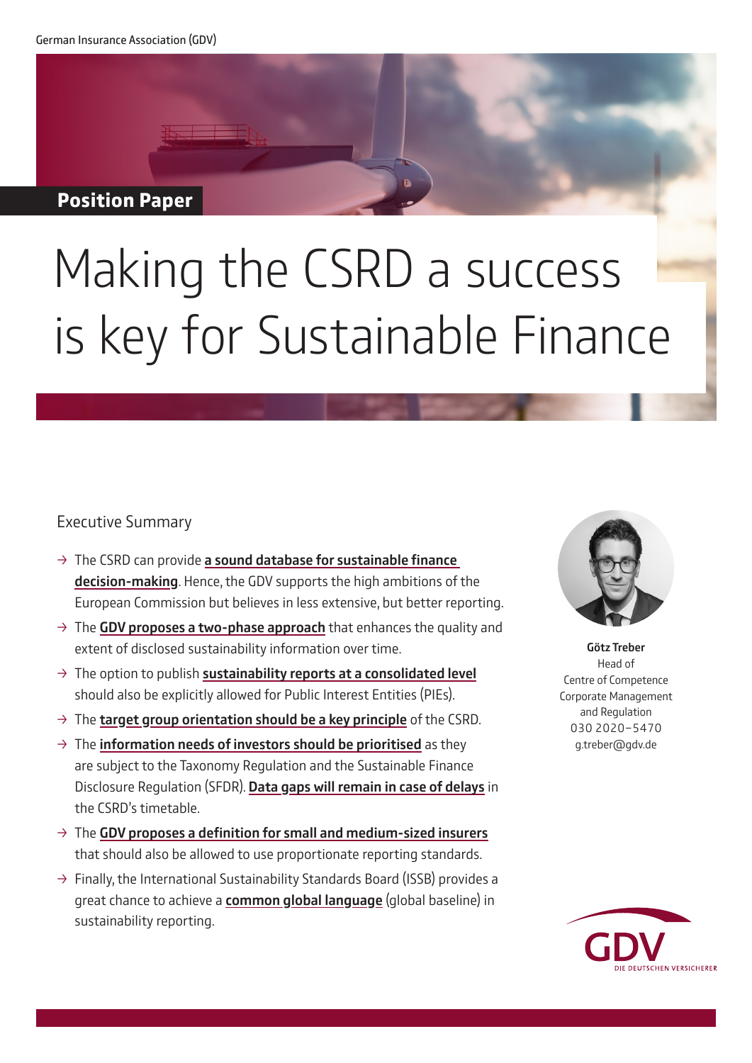German Insurance Association (GDV)

**Position Paper**

# Making the CSRD a success is key for Sustainable Finance

## Executive Summary

- → The CSRD can provide **a sound database for sustainable finance decision-making**. Hence, the GDV supports the high ambitions of the European Commission but believes in less extensive, but better reporting.
- → The **GDV proposes a two-phase approach** that enhances the quality and extent of disclosed sustainability information over time.
- → The option to publish **sustainability reports at a consolidated level** should also be explicitly allowed for Public Interest Entities (PIEs).
- → The **target group orientation should be a key principle** of the CSRD.
- → The **information needs of investors should be prioritised** as they are subject to the Taxonomy Regulation and the Sustainable Finance Disclosure Regulation (SFDR). **Data gaps will remain in case of delays** in the CSRD's timetable.
- → The **GDV proposes a definition for small and medium-sized insurers** that should also be allowed to use proportionate reporting standards.
- → Finally, the International Sustainability Standards Board (ISSB) provides a great chance to achieve a **common global language** (global baseline) in sustainability reporting.

**Götz Treber**
Head of
Centre of Competence
Corporate Management
and Regulation
030 2020–5470
g.treber@gdv.de

GDV
DIE DEUTSCHEN VERSICHERER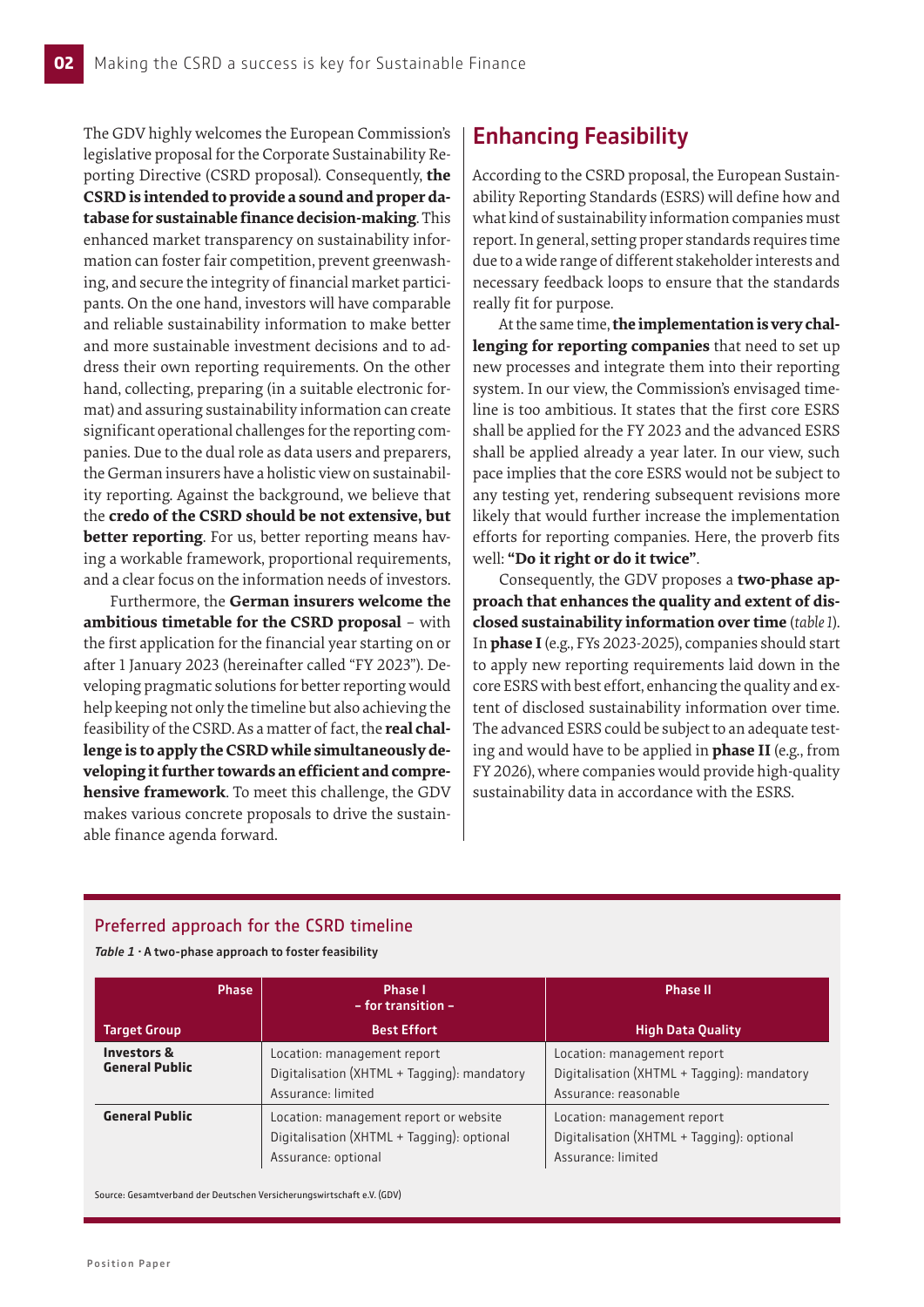The GDV highly welcomes the European Commission's legislative proposal for the Corporate Sustainability Reporting Directive (CSRD proposal). Consequently, **the CSRD is intended to provide a sound and proper database for sustainable finance decision-making**. This enhanced market transparency on sustainability information can foster fair competition, prevent greenwashing, and secure the integrity of financial market participants. On the one hand, investors will have comparable and reliable sustainability information to make better and more sustainable investment decisions and to address their own reporting requirements. On the other hand, collecting, preparing (in a suitable electronic format) and assuring sustainability information can create significant operational challenges for the reporting companies. Due to the dual role as data users and preparers, the German insurers have a holistic view on sustainability reporting. Against the background, we believe that the **credo of the CSRD should be not extensive, but better reporting**. For us, better reporting means having a workable framework, proportional requirements, and a clear focus on the information needs of investors.

Furthermore, the **German insurers welcome the ambitious timetable for the CSRD proposal** – with the first application for the financial year starting on or after 1 January 2023 (hereinafter called "FY 2023"). Developing pragmatic solutions for better reporting would help keeping not only the timeline but also achieving the feasibility of the CSRD. As a matter of fact, the **real challenge is to apply the CSRD while simultaneously developing it further towards an efficient and comprehensive framework**. To meet this challenge, the GDV makes various concrete proposals to drive the sustainable finance agenda forward.

## Enhancing Feasibility

According to the CSRD proposal, the European Sustainability Reporting Standards (ESRS) will define how and what kind of sustainability information companies must report. In general, setting proper standards requires time due to a wide range of different stakeholder interests and necessary feedback loops to ensure that the standards really fit for purpose.

At the same time, **the implementation is very challenging for reporting companies** that need to set up new processes and integrate them into their reporting system. In our view, the Commission's envisaged timeline is too ambitious. It states that the first core ESRS shall be applied for the FY 2023 and the advanced ESRS shall be applied already a year later. In our view, such pace implies that the core ESRS would not be subject to any testing yet, rendering subsequent revisions more likely that would further increase the implementation efforts for reporting companies. Here, the proverb fits well: **"Do it right or do it twice"**.

Consequently, the GDV proposes a **two-phase approach that enhances the quality and extent of disclosed sustainability information over time** (*table 1*). In **phase I** (e.g., FYs 2023-2025), companies should start to apply new reporting requirements laid down in the core ESRS with best effort, enhancing the quality and extent of disclosed sustainability information over time. The advanced ESRS could be subject to an adequate testing and would have to be applied in **phase II** (e.g., from FY 2026), where companies would provide high-quality sustainability data in accordance with the ESRS.

### Preferred approach for the CSRD timeline

***Table 1*** **· A two-phase approach to foster feasibility**

| Phase / Target Group | Phase I – for transition – Best Effort | Phase II High Data Quality |
|---|---|---|
| **Investors & General Public** | Location: management report<br>Digitalisation (XHTML + Tagging): mandatory<br>Assurance: limited | Location: management report<br>Digitalisation (XHTML + Tagging): mandatory<br>Assurance: reasonable |
| **General Public** | Location: management report or website<br>Digitalisation (XHTML + Tagging): optional<br>Assurance: optional | Location: management report<br>Digitalisation (XHTML + Tagging): optional<br>Assurance: limited |

Source: Gesamtverband der Deutschen Versicherungswirtschaft e.V. (GDV)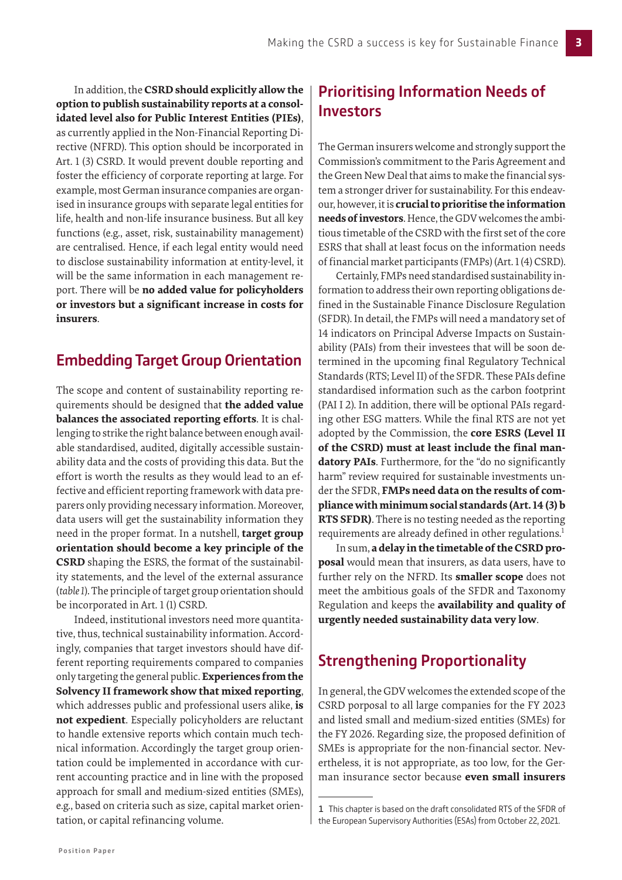In addition, the **CSRD should explicitly allow the option to publish sustainability reports at a consolidated level also for Public Interest Entities (PIEs)**, as currently applied in the Non-Financial Reporting Directive (NFRD). This option should be incorporated in Art. 1 (3) CSRD. It would prevent double reporting and foster the efficiency of corporate reporting at large. For example, most German insurance companies are organised in insurance groups with separate legal entities for life, health and non-life insurance business. But all key functions (e.g., asset, risk, sustainability management) are centralised. Hence, if each legal entity would need to disclose sustainability information at entity-level, it will be the same information in each management report. There will be **no added value for policyholders or investors but a significant increase in costs for insurers**.

## Embedding Target Group Orientation

The scope and content of sustainability reporting requirements should be designed that **the added value balances the associated reporting efforts**. It is challenging to strike the right balance between enough available standardised, audited, digitally accessible sustainability data and the costs of providing this data. But the effort is worth the results as they would lead to an effective and efficient reporting framework with data preparers only providing necessary information. Moreover, data users will get the sustainability information they need in the proper format. In a nutshell, **target group orientation should become a key principle of the CSRD** shaping the ESRS, the format of the sustainability statements, and the level of the external assurance (*table 1*). The principle of target group orientation should be incorporated in Art. 1 (1) CSRD.

Indeed, institutional investors need more quantitative, thus, technical sustainability information. Accordingly, companies that target investors should have different reporting requirements compared to companies only targeting the general public. **Experiences from the Solvency II framework show that mixed reporting**, which addresses public and professional users alike, **is not expedient**. Especially policyholders are reluctant to handle extensive reports which contain much technical information. Accordingly the target group orientation could be implemented in accordance with current accounting practice and in line with the proposed approach for small and medium-sized entities (SMEs), e.g., based on criteria such as size, capital market orientation, or capital refinancing volume.

## Prioritising Information Needs of Investors

The German insurers welcome and strongly support the Commission's commitment to the Paris Agreement and the Green New Deal that aims to make the financial system a stronger driver for sustainability. For this endeavour, however, it is **crucial to prioritise the information needs of investors**. Hence, the GDV welcomes the ambitious timetable of the CSRD with the first set of the core ESRS that shall at least focus on the information needs of financial market participants (FMPs) (Art. 1 (4) CSRD).

Certainly, FMPs need standardised sustainability information to address their own reporting obligations defined in the Sustainable Finance Disclosure Regulation (SFDR). In detail, the FMPs will need a mandatory set of 14 indicators on Principal Adverse Impacts on Sustainability (PAIs) from their investees that will be soon determined in the upcoming final Regulatory Technical Standards (RTS; Level II) of the SFDR. These PAIs define standardised information such as the carbon footprint (PAI I 2). In addition, there will be optional PAIs regarding other ESG matters. While the final RTS are not yet adopted by the Commission, the **core ESRS (Level II of the CSRD) must at least include the final mandatory PAIs**. Furthermore, for the "do no significantly harm" review required for sustainable investments under the SFDR, **FMPs need data on the results of compliance with minimum social standards (Art. 14 (3) b RTS SFDR)**. There is no testing needed as the reporting requirements are already defined in other regulations.[1]

In sum, **a delay in the timetable of the CSRD proposal** would mean that insurers, as data users, have to further rely on the NFRD. Its **smaller scope** does not meet the ambitious goals of the SFDR and Taxonomy Regulation and keeps the **availability and quality of urgently needed sustainability data very low**.

## Strengthening Proportionality

In general, the GDV welcomes the extended scope of the CSRD porposal to all large companies for the FY 2023 and listed small and medium-sized entities (SMEs) for the FY 2026. Regarding size, the proposed definition of SMEs is appropriate for the non-financial sector. Nevertheless, it is not appropriate, as too low, for the German insurance sector because **even small insurers**

[1] This chapter is based on the draft consolidated RTS of the SFDR of the European Supervisory Authorities (ESAs) from October 22, 2021.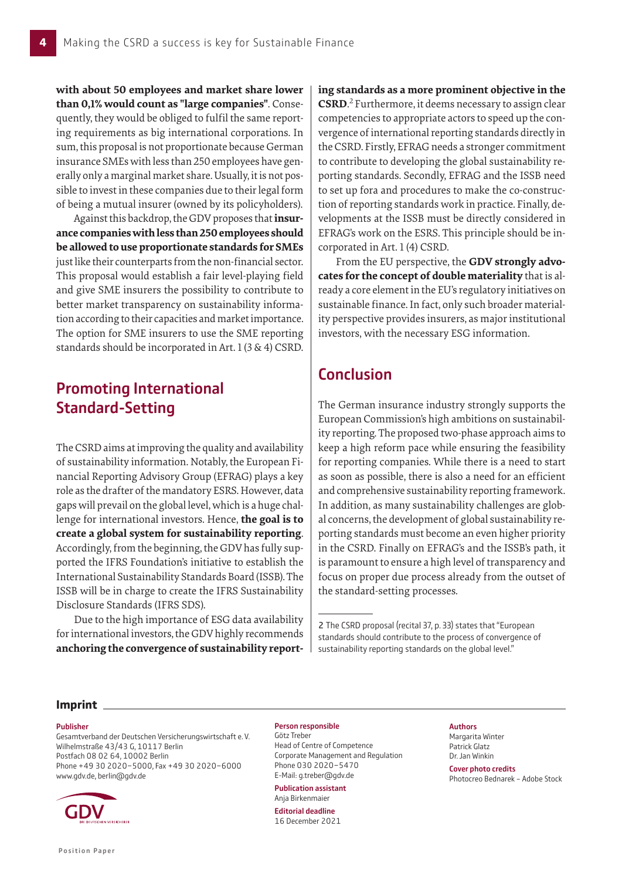**with about 50 employees and market share lower than 0,1% would count as "large companies"**. Consequently, they would be obliged to fulfil the same reporting requirements as big international corporations. In sum, this proposal is not proportionate because German insurance SMEs with less than 250 employees have generally only a marginal market share. Usually, it is not possible to invest in these companies due to their legal form of being a mutual insurer (owned by its policyholders).

Against this backdrop, the GDV proposes that **insurance companies with less than 250 employees should be allowed to use proportionate standards for SMEs** just like their counterparts from the non-financial sector. This proposal would establish a fair level-playing field and give SME insurers the possibility to contribute to better market transparency on sustainability information according to their capacities and market importance. The option for SME insurers to use the SME reporting standards should be incorporated in Art. 1 (3 & 4) CSRD.

## Promoting International Standard-Setting

The CSRD aims at improving the quality and availability of sustainability information. Notably, the European Financial Reporting Advisory Group (EFRAG) plays a key role as the drafter of the mandatory ESRS. However, data gaps will prevail on the global level, which is a huge challenge for international investors. Hence, **the goal is to create a global system for sustainability reporting**. Accordingly, from the beginning, the GDV has fully supported the IFRS Foundation's initiative to establish the International Sustainability Standards Board (ISSB). The ISSB will be in charge to create the IFRS Sustainability Disclosure Standards (IFRS SDS).

Due to the high importance of ESG data availability for international investors, the GDV highly recommends **anchoring the convergence of sustainability reporting standards as a more prominent objective in the CSRD**.[2] Furthermore, it deems necessary to assign clear competencies to appropriate actors to speed up the convergence of international reporting standards directly in the CSRD. Firstly, EFRAG needs a stronger commitment to contribute to developing the global sustainability reporting standards. Secondly, EFRAG and the ISSB need to set up fora and procedures to make the co-construction of reporting standards work in practice. Finally, developments at the ISSB must be directly considered in EFRAG's work on the ESRS. This principle should be incorporated in Art. 1 (4) CSRD.

From the EU perspective, the **GDV strongly advocates for the concept of double materiality** that is already a core element in the EU's regulatory initiatives on sustainable finance. In fact, only such broader materiality perspective provides insurers, as major institutional investors, with the necessary ESG information.

## Conclusion

The German insurance industry strongly supports the European Commission's high ambitions on sustainability reporting. The proposed two-phase approach aims to keep a high reform pace while ensuring the feasibility for reporting companies. While there is a need to start as soon as possible, there is also a need for an efficient and comprehensive sustainability reporting framework. In addition, as many sustainability challenges are global concerns, the development of global sustainability reporting standards must become an even higher priority in the CSRD. Finally on EFRAG's and the ISSB's path, it is paramount to ensure a high level of transparency and focus on proper due process already from the outset of the standard-setting processes.

---

2 The CSRD proposal (recital 37, p. 33) states that "European standards should contribute to the process of convergence of sustainability reporting standards on the global level."

## Imprint

**Publisher**
Gesamtverband der Deutschen Versicherungswirtschaft e. V.
Wilhelmstraße 43/43 G, 10117 Berlin
Postfach 08 02 64, 10002 Berlin
Phone +49 30 2020–5000, Fax +49 30 2020–6000
www.gdv.de, berlin@gdv.de

**Person responsible**
Götz Treber
Head of Centre of Competence
Corporate Management and Regulation
Phone 030 2020–5470
E-Mail: g.treber@gdv.de

**Publication assistant**
Anja Birkenmaier

**Editorial deadline**
16 December 2021

**Authors**
Margarita Winter
Patrick Glatz
Dr. Jan Winkin

**Cover photo credits**
Photocreo Bednarek – Adobe Stock

Position Paper